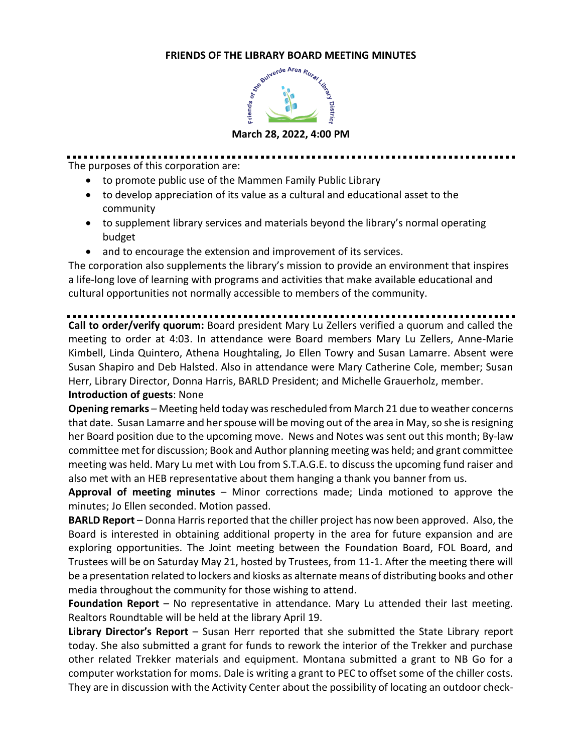# FRIENDS OF THE LIBRARY BOARD MEETING MINUTES

**March 28, 2022, 4:00 PM**

---

The purposes of this corporation are:

- to promote public use of the Mammen Family Public Library
- to develop appreciation of its value as a cultural and educational asset to the community
- to supplement library services and materials beyond the library's normal operating budget
- and to encourage the extension and improvement of its services.

The corporation also supplements the library's mission to provide an environment that inspires a life-long love of learning with programs and activities that make available educational and cultural opportunities not normally accessible to members of the community.

---

**Call to order/verify quorum:** Board president Mary Lu Zellers verified a quorum and called the meeting to order at 4:03. In attendance were Board members Mary Lu Zellers, Anne-Marie Kimbell, Linda Quintero, Athena Houghtaling, Jo Ellen Towry and Susan Lamarre. Absent were Susan Shapiro and Deb Halsted. Also in attendance were Mary Catherine Cole, member; Susan Herr, Library Director, Donna Harris, BARLD President; and Michelle Grauerholz, member.

**Introduction of guests**: None

**Opening remarks** – Meeting held today was rescheduled from March 21 due to weather concerns that date. Susan Lamarre and her spouse will be moving out of the area in May, so she is resigning her Board position due to the upcoming move. News and Notes was sent out this month; By-law committee met for discussion; Book and Author planning meeting was held; and grant committee meeting was held. Mary Lu met with Lou from S.T.A.G.E. to discuss the upcoming fund raiser and also met with an HEB representative about them hanging a thank you banner from us.

**Approval of meeting minutes** – Minor corrections made; Linda motioned to approve the minutes; Jo Ellen seconded. Motion passed.

**BARLD Report** – Donna Harris reported that the chiller project has now been approved. Also, the Board is interested in obtaining additional property in the area for future expansion and are exploring opportunities. The Joint meeting between the Foundation Board, FOL Board, and Trustees will be on Saturday May 21, hosted by Trustees, from 11-1. After the meeting there will be a presentation related to lockers and kiosks as alternate means of distributing books and other media throughout the community for those wishing to attend.

**Foundation Report** – No representative in attendance. Mary Lu attended their last meeting. Realtors Roundtable will be held at the library April 19.

**Library Director's Report** – Susan Herr reported that she submitted the State Library report today. She also submitted a grant for funds to rework the interior of the Trekker and purchase other related Trekker materials and equipment. Montana submitted a grant to NB Go for a computer workstation for moms. Dale is writing a grant to PEC to offset some of the chiller costs. They are in discussion with the Activity Center about the possibility of locating an outdoor check-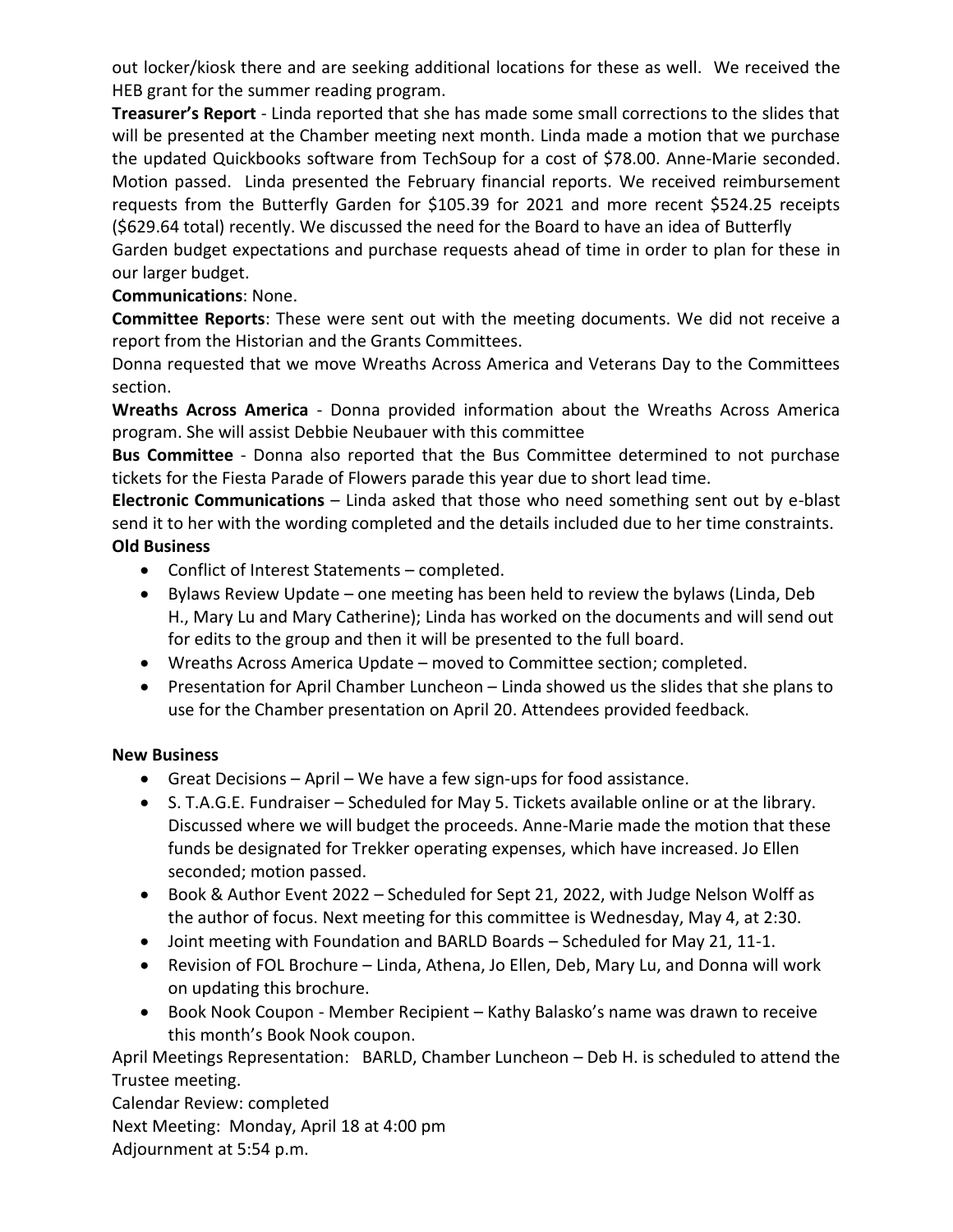out locker/kiosk there and are seeking additional locations for these as well. We received the HEB grant for the summer reading program.

**Treasurer's Report** - Linda reported that she has made some small corrections to the slides that will be presented at the Chamber meeting next month. Linda made a motion that we purchase the updated Quickbooks software from TechSoup for a cost of $78.00. Anne-Marie seconded. Motion passed. Linda presented the February financial reports. We received reimbursement requests from the Butterfly Garden for $105.39 for 2021 and more recent $524.25 receipts ($629.64 total) recently. We discussed the need for the Board to have an idea of Butterfly Garden budget expectations and purchase requests ahead of time in order to plan for these in our larger budget.

**Communications**: None.

**Committee Reports**: These were sent out with the meeting documents. We did not receive a report from the Historian and the Grants Committees.

Donna requested that we move Wreaths Across America and Veterans Day to the Committees section.

**Wreaths Across America** - Donna provided information about the Wreaths Across America program. She will assist Debbie Neubauer with this committee

**Bus Committee** - Donna also reported that the Bus Committee determined to not purchase tickets for the Fiesta Parade of Flowers parade this year due to short lead time.

**Electronic Communications** – Linda asked that those who need something sent out by e-blast send it to her with the wording completed and the details included due to her time constraints.

**Old Business**

- Conflict of Interest Statements – completed.
- Bylaws Review Update – one meeting has been held to review the bylaws (Linda, Deb H., Mary Lu and Mary Catherine); Linda has worked on the documents and will send out for edits to the group and then it will be presented to the full board.
- Wreaths Across America Update – moved to Committee section; completed.
- Presentation for April Chamber Luncheon – Linda showed us the slides that she plans to use for the Chamber presentation on April 20. Attendees provided feedback.

**New Business**

- Great Decisions – April – We have a few sign-ups for food assistance.
- S. T.A.G.E. Fundraiser – Scheduled for May 5. Tickets available online or at the library. Discussed where we will budget the proceeds. Anne-Marie made the motion that these funds be designated for Trekker operating expenses, which have increased. Jo Ellen seconded; motion passed.
- Book & Author Event 2022 – Scheduled for Sept 21, 2022, with Judge Nelson Wolff as the author of focus. Next meeting for this committee is Wednesday, May 4, at 2:30.
- Joint meeting with Foundation and BARLD Boards – Scheduled for May 21, 11-1.
- Revision of FOL Brochure – Linda, Athena, Jo Ellen, Deb, Mary Lu, and Donna will work on updating this brochure.
- Book Nook Coupon - Member Recipient – Kathy Balasko's name was drawn to receive this month's Book Nook coupon.

April Meetings Representation: BARLD, Chamber Luncheon – Deb H. is scheduled to attend the Trustee meeting.

Calendar Review: completed

Next Meeting: Monday, April 18 at 4:00 pm

Adjournment at 5:54 p.m.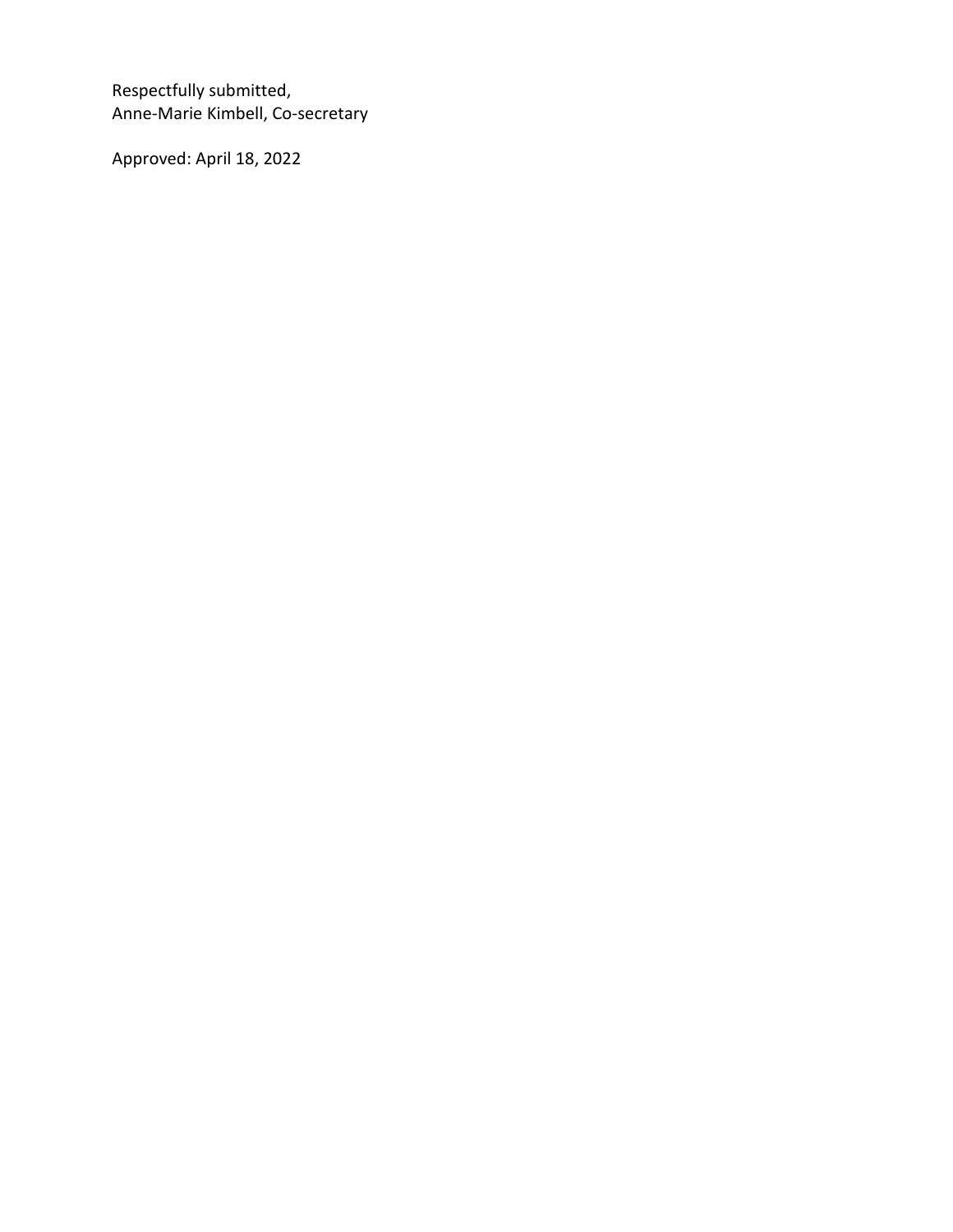Respectfully submitted,
Anne-Marie Kimbell, Co-secretary

Approved: April 18, 2022